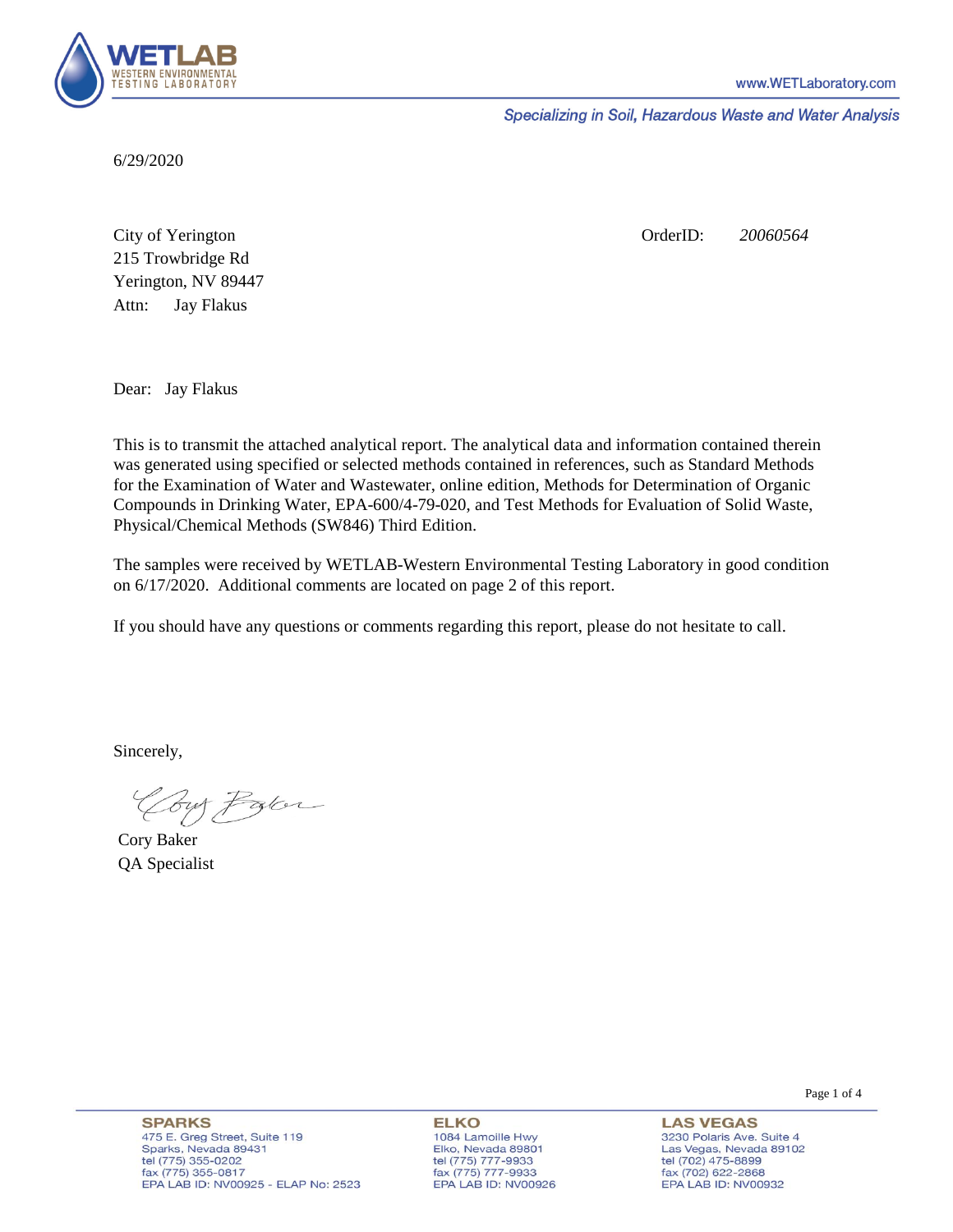**WETLAB**
WESTERN ENVIRONMENTAL TESTING LABORATORY

www.WETLaboratory.com

*Specializing in Soil, Hazardous Waste and Water Analysis*

6/29/2020

City of Yerington
215 Trowbridge Rd
Yerington, NV 89447
Attn: Jay Flakus

OrderID: *20060564*

Dear: Jay Flakus

This is to transmit the attached analytical report. The analytical data and information contained therein was generated using specified or selected methods contained in references, such as Standard Methods for the Examination of Water and Wastewater, online edition, Methods for Determination of Organic Compounds in Drinking Water, EPA-600/4-79-020, and Test Methods for Evaluation of Solid Waste, Physical/Chemical Methods (SW846) Third Edition.

The samples were received by WETLAB-Western Environmental Testing Laboratory in good condition on 6/17/2020. Additional comments are located on page 2 of this report.

If you should have any questions or comments regarding this report, please do not hesitate to call.

Sincerely,

Cory Baker
QA Specialist

**SPARKS**
475 E. Greg Street, Suite 119
Sparks, Nevada 89431
tel (775) 355-0202
fax (775) 355-0817
EPA LAB ID: NV00925 - ELAP No: 2523

**ELKO**
1084 Lamoille Hwy
Elko, Nevada 89801
tel (775) 777-9933
fax (775) 777-9933
EPA LAB ID: NV00926

**LAS VEGAS**
3230 Polaris Ave. Suite 4
Las Vegas, Nevada 89102
tel (702) 475-8899
fax (702) 622-2868
EPA LAB ID: NV00932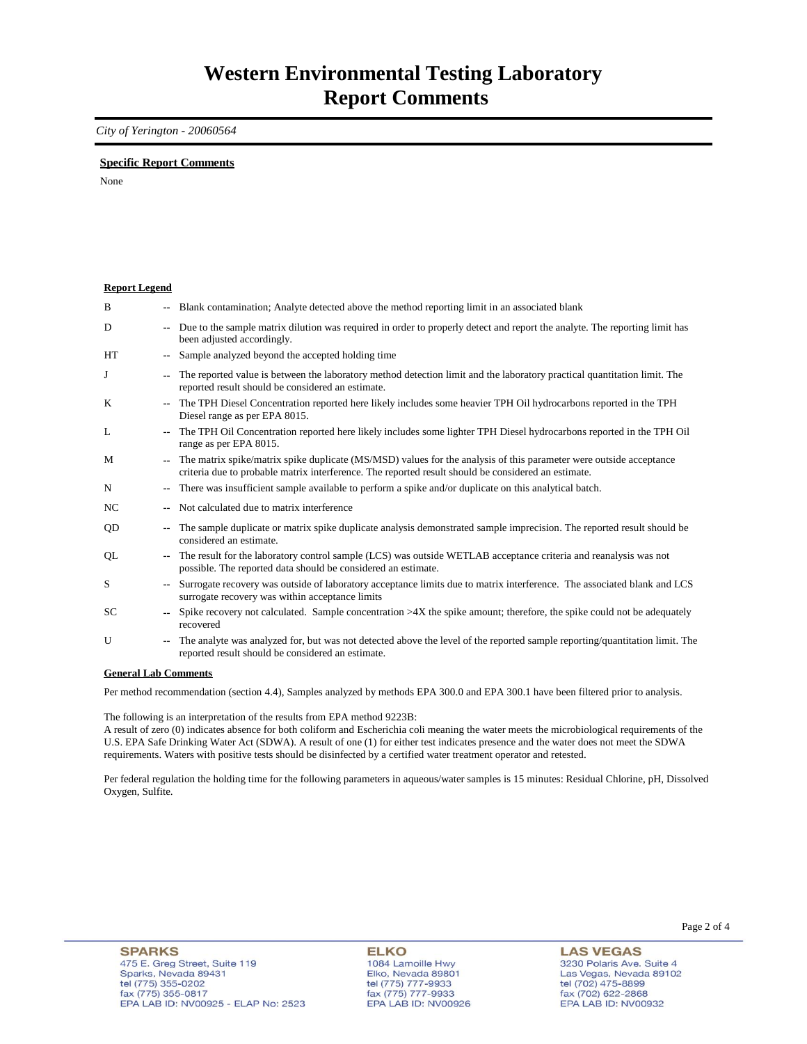# Western Environmental Testing Laboratory
# Report Comments

*City of Yerington - 20060564*

**Specific Report Comments**

None

**Report Legend**

| | | |
|---|---|---|
| B | -- | Blank contamination; Analyte detected above the method reporting limit in an associated blank |
| D | -- | Due to the sample matrix dilution was required in order to properly detect and report the analyte. The reporting limit has been adjusted accordingly. |
| HT | -- | Sample analyzed beyond the accepted holding time |
| J | -- | The reported value is between the laboratory method detection limit and the laboratory practical quantitation limit. The reported result should be considered an estimate. |
| K | -- | The TPH Diesel Concentration reported here likely includes some heavier TPH Oil hydrocarbons reported in the TPH Diesel range as per EPA 8015. |
| L | -- | The TPH Oil Concentration reported here likely includes some lighter TPH Diesel hydrocarbons reported in the TPH Oil range as per EPA 8015. |
| M | -- | The matrix spike/matrix spike duplicate (MS/MSD) values for the analysis of this parameter were outside acceptance criteria due to probable matrix interference. The reported result should be considered an estimate. |
| N | -- | There was insufficient sample available to perform a spike and/or duplicate on this analytical batch. |
| NC | -- | Not calculated due to matrix interference |
| QD | -- | The sample duplicate or matrix spike duplicate analysis demonstrated sample imprecision. The reported result should be considered an estimate. |
| QL | -- | The result for the laboratory control sample (LCS) was outside WETLAB acceptance criteria and reanalysis was not possible. The reported data should be considered an estimate. |
| S | -- | Surrogate recovery was outside of laboratory acceptance limits due to matrix interference. The associated blank and LCS surrogate recovery was within acceptance limits |
| SC | -- | Spike recovery not calculated. Sample concentration >4X the spike amount; therefore, the spike could not be adequately recovered |
| U | -- | The analyte was analyzed for, but was not detected above the level of the reported sample reporting/quantitation limit. The reported result should be considered an estimate. |

**General Lab Comments**

Per method recommendation (section 4.4), Samples analyzed by methods EPA 300.0 and EPA 300.1 have been filtered prior to analysis.

The following is an interpretation of the results from EPA method 9223B:
A result of zero (0) indicates absence for both coliform and Escherichia coli meaning the water meets the microbiological requirements of the U.S. EPA Safe Drinking Water Act (SDWA). A result of one (1) for either test indicates presence and the water does not meet the SDWA requirements. Waters with positive tests should be disinfected by a certified water treatment operator and retested.

Per federal regulation the holding time for the following parameters in aqueous/water samples is 15 minutes: Residual Chlorine, pH, Dissolved Oxygen, Sulfite.

**SPARKS**
475 E. Greg Street, Suite 119
Sparks, Nevada 89431
tel (775) 355-0202
fax (775) 355-0817
EPA LAB ID: NV00925 - ELAP No: 2523

**ELKO**
1084 Lamoille Hwy
Elko, Nevada 89801
tel (775) 777-9933
fax (775) 777-9933
EPA LAB ID: NV00926

**LAS VEGAS**
3230 Polaris Ave. Suite 4
Las Vegas, Nevada 89102
tel (702) 475-8899
fax (702) 622-2868
EPA LAB ID: NV00932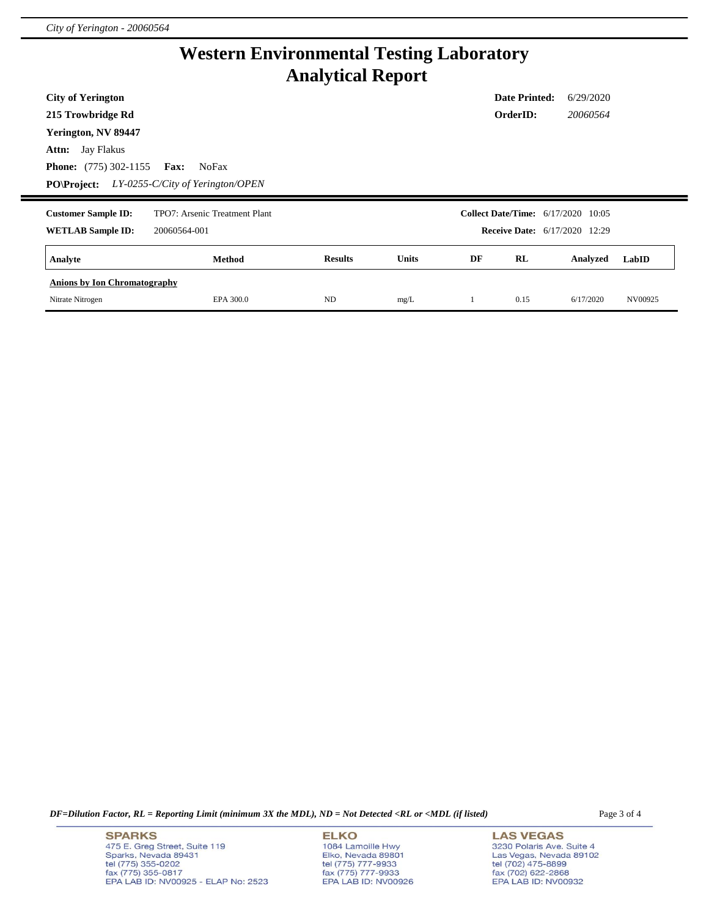# Western Environmental Testing Laboratory
## Analytical Report

**City of Yerington**
**215 Trowbridge Rd**
**Yerington, NV 89447**
**Attn:** Jay Flakus
**Phone:** (775) 302-1155 **Fax:** NoFax
**PO\Project:** *LY-0255-C/City of Yerington/OPEN*

**Date Printed:** 6/29/2020
**OrderID:** *20060564*

**Customer Sample ID:** TPO7: Arsenic Treatment Plant
**WETLAB Sample ID:** 20060564-001

**Collect Date/Time:** 6/17/2020 10:05
**Receive Date:** 6/17/2020 12:29

| Analyte | Method | Results | Units | DF | RL | Analyzed | LabID |
|---|---|---|---|---|---|---|---|
| **Anions by Ion Chromatography** | | | | | | | |
| Nitrate Nitrogen | EPA 300.0 | ND | mg/L | 1 | 0.15 | 6/17/2020 | NV00925 |

*DF=Dilution Factor, RL = Reporting Limit (minimum 3X the MDL), ND = Not Detected <RL or <MDL (if listed)*

**SPARKS**
475 E. Greg Street, Suite 119
Sparks, Nevada 89431
tel (775) 355-0202
fax (775) 355-0817
EPA LAB ID: NV00925 - ELAP No: 2523

**ELKO**
1084 Lamoille Hwy
Elko, Nevada 89801
tel (775) 777-9933
fax (775) 777-9933
EPA LAB ID: NV00926

**LAS VEGAS**
3230 Polaris Ave. Suite 4
Las Vegas, Nevada 89102
tel (702) 475-8899
fax (702) 622-2868
EPA LAB ID: NV00932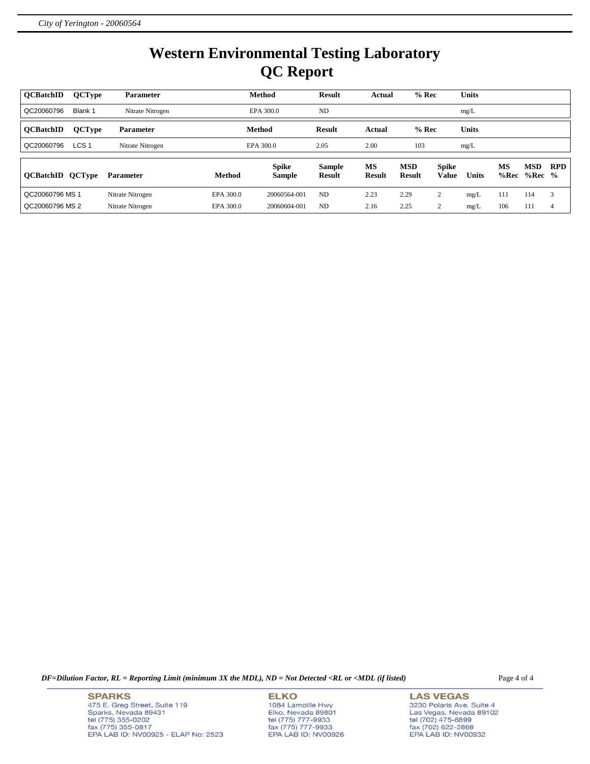# Western Environmental Testing Laboratory
# QC Report

| QCBatchID | QCType | Parameter | Method | Result | Actual | % Rec | Units |
|---|---|---|---|---|---|---|---|
| QC20060796 | Blank 1 | Nitrate Nitrogen | EPA 300.0 | ND | | | mg/L |

| QCBatchID | QCType | Parameter | Method | Result | Actual | % Rec | Units |
|---|---|---|---|---|---|---|---|
| QC20060796 | LCS 1 | Nitrate Nitrogen | EPA 300.0 | 2.05 | 2.00 | 103 | mg/L |

| QCBatchID | QCType | Parameter | Method | Spike Sample | Sample Result | MS Result | MSD Result | Spike Value | Units | MS %Rec | MSD %Rec | RPD % |
|---|---|---|---|---|---|---|---|---|---|---|---|---|
| QC20060796 | MS 1 | Nitrate Nitrogen | EPA 300.0 | 20060564-001 | ND | 2.23 | 2.29 | 2 | mg/L | 111 | 114 | 3 |
| QC20060796 | MS 2 | Nitrate Nitrogen | EPA 300.0 | 20060604-001 | ND | 2.16 | 2.25 | 2 | mg/L | 106 | 111 | 4 |

*DF=Dilution Factor, RL = Reporting Limit (minimum 3X the MDL), ND = Not Detected <RL or <MDL (if listed)*

**SPARKS**
475 E. Greg Street, Suite 119
Sparks, Nevada 89431
tel (775) 355-0202
fax (775) 355-0817
EPA LAB ID: NV00925 - ELAP No: 2523

**ELKO**
1084 Lamoille Hwy
Elko, Nevada 89801
tel (775) 777-9933
fax (775) 777-9933
EPA LAB ID: NV00926

**LAS VEGAS**
3230 Polaris Ave. Suite 4
Las Vegas, Nevada 89102
tel (702) 475-8899
fax (702) 622-2868
EPA LAB ID: NV00932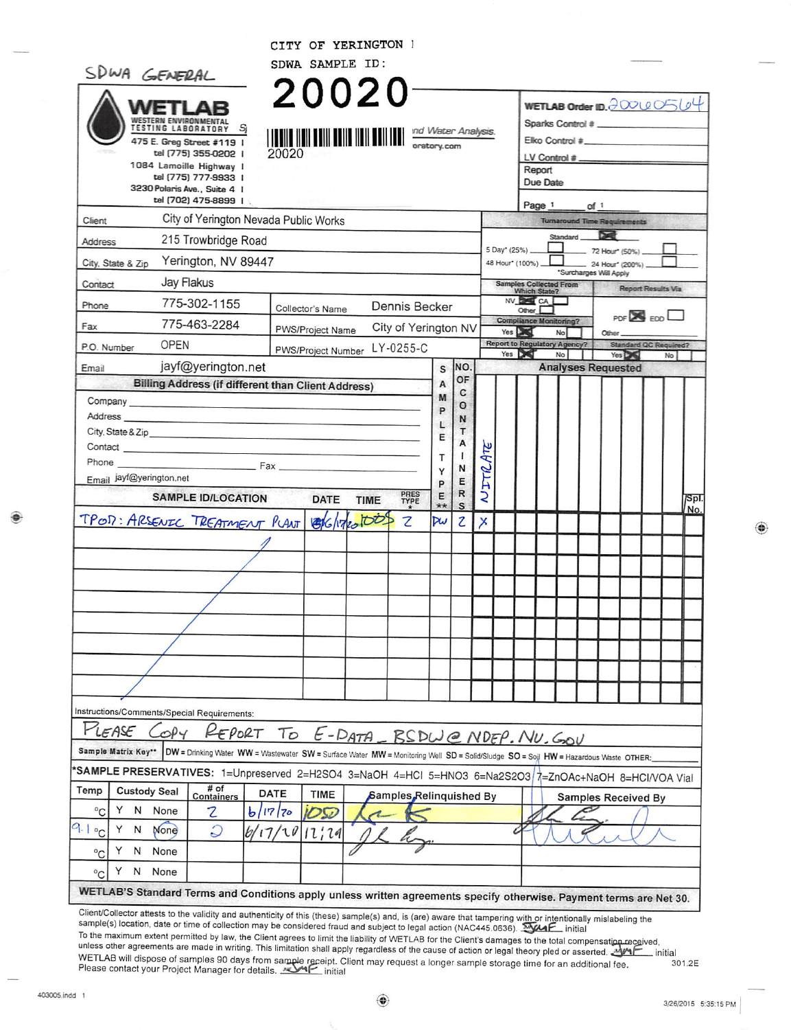SDWA GENERAL

CITY OF YERINGTON

SDWA SAMPLE ID:

# 20020

20020

**WETLAB**
WESTERN ENVIRONMENTAL TESTING LABORATORY

475 E. Greg Street #119 | tel (775) 355-0202 |
1084 Lamoille Highway | tel (775) 777-9933 |
3230 Polaris Ave., Suite 4 | tel (702) 475-8899 |

...nd Water Analysis.
...oratory.com

**WETLAB Order ID.** 2006056Y
Sparks Control # ___
Elko Control # ___
LV Control # ___
Report Due Date ___
Page 1 of 1

| | | | |
|---|---|---|---|
| Client | City of Yerington Nevada Public Works | | |
| Address | 215 Trowbridge Road | | |
| City, State & Zip | Yerington, NV 89447 | | |
| Contact | Jay Flakus | | |
| Phone | 775-302-1155 | Collector's Name | Dennis Becker |
| Fax | 775-463-2284 | PWS/Project Name | City of Yerington NV |
| P.O. Number | OPEN | PWS/Project Number | LY-0255-C |
| Email | jayf@yerington.net | | |

**Turnaround Time Requirements**
Standard ☒
5 Day* (25%) ☐ 72 Hour* (50%) ☐
48 Hour* (100%) ☐ 24 Hour* (200%) ☐
*Surcharges Will Apply

Samples Collected From Which State? NV ☒ CA ☐ Other ☐
Report Results Via: PDF ☒ EDD ☐ Other ___
Compliance Monitoring? Yes ☒ No ☐
Report to Regulatory Agency? Yes ☒ No ☐
Standard QC Required? Yes ☒ No ☐

**Billing Address (if different than Client Address)**
Company ___
Address ___
City, State & Zip ___
Contact ___
Phone ___ Fax ___
Email jayf@yerington.net

| SAMPLE ID/LOCATION | DATE | TIME | PRES TYPE* | SAMPLE TYPE** | NO. OF CONTAINERS | NITRATE | Spl. No. |
|---|---|---|---|---|---|---|---|
| TPOD: ARSENIC TREATMENT PLANT | 6/17/20 | 1005 | 2 | DW | 2 | X | |

Instructions/Comments/Special Requirements:
PLEASE COPY REPORT TO E-DATA_BSDW@NDEP.NV.GOV

**Sample Matrix Key**** DW = Drinking Water WW = Wastewater SW = Surface Water MW = Monitoring Well SD = Solid/Sludge SO = Soil HW = Hazardous Waste OTHER: ___

***SAMPLE PRESERVATIVES:** 1=Unpreserved 2=H2SO4 3=NaOH 4=HCl 5=HNO3 6=Na2S2O3 7=ZnOAc+NaOH 8=HCl/VOA Vial

| Temp | Custody Seal | # of Containers | DATE | TIME | Samples Relinquished By | Samples Received By |
|---|---|---|---|---|---|---|
| °C | Y N None | 2 | 6/17/20 | 1050 | [signature] | [signature] |
| 9.1 °C | Y N None | 2 | 6/17/20 | 12:24 | [signature] | [signature] |
| °C | Y N None | | | | | |
| °C | Y N None | | | | | |

**WETLAB'S Standard Terms and Conditions apply unless written agreements specify otherwise. Payment terms are Net 30.**

Client/Collector attests to the validity and authenticity of this (these) sample(s) and, is (are) aware that tampering with or intentionally mislabeling the sample(s) location, date or time of collection may be considered fraud and subject to legal action (NAC445.0636). ___ initial
To the maximum extent permitted by law, the Client agrees to limit the liability of WETLAB for the Client's damages to the total compensation received, unless other agreements are made in writing. This limitation shall apply regardless of the cause of action or legal theory pled or asserted. ___ initial
WETLAB will dispose of samples 90 days from sample receipt. Client may request a longer sample storage time for an additional fee. Please contact your Project Manager for details. ___ initial

301.2E